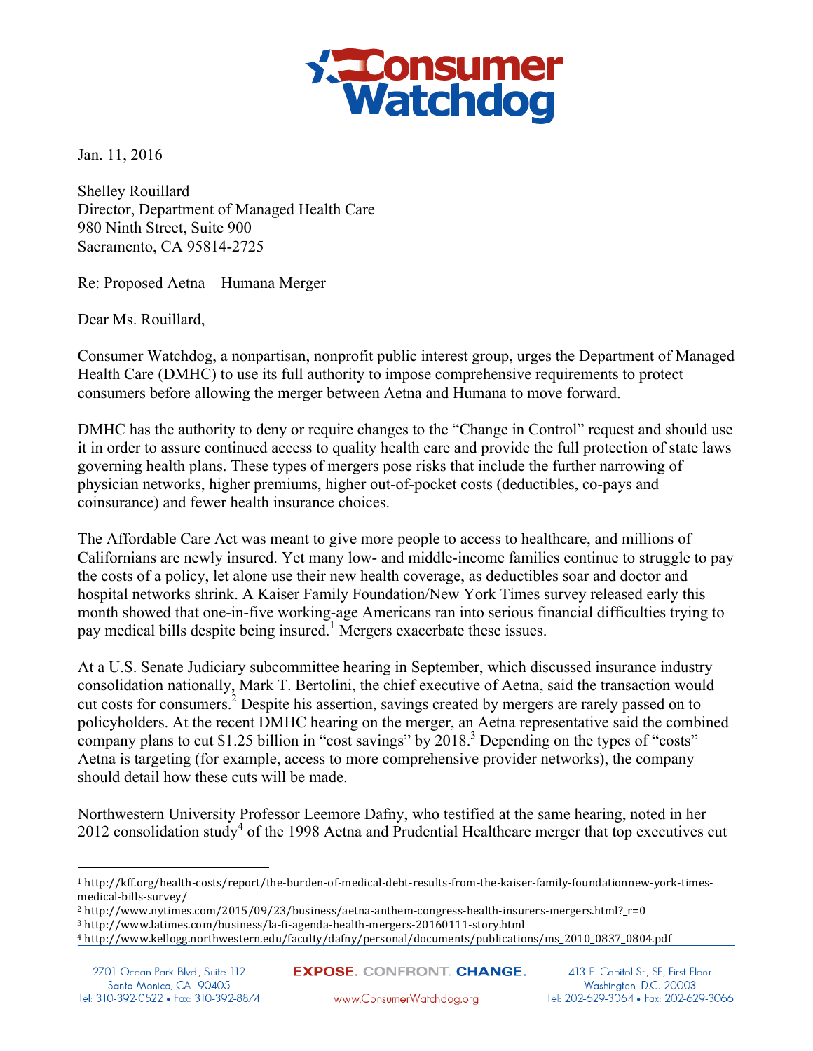Consumer Watchdog

Jan. 11, 2016

Shelley Rouillard
Director, Department of Managed Health Care
980 Ninth Street, Suite 900
Sacramento, CA 95814-2725

Re: Proposed Aetna – Humana Merger

Dear Ms. Rouillard,

Consumer Watchdog, a nonpartisan, nonprofit public interest group, urges the Department of Managed Health Care (DMHC) to use its full authority to impose comprehensive requirements to protect consumers before allowing the merger between Aetna and Humana to move forward.

DMHC has the authority to deny or require changes to the "Change in Control" request and should use it in order to assure continued access to quality health care and provide the full protection of state laws governing health plans. These types of mergers pose risks that include the further narrowing of physician networks, higher premiums, higher out-of-pocket costs (deductibles, co-pays and coinsurance) and fewer health insurance choices.

The Affordable Care Act was meant to give more people to access to healthcare, and millions of Californians are newly insured. Yet many low- and middle-income families continue to struggle to pay the costs of a policy, let alone use their new health coverage, as deductibles soar and doctor and hospital networks shrink. A Kaiser Family Foundation/New York Times survey released early this month showed that one-in-five working-age Americans ran into serious financial difficulties trying to pay medical bills despite being insured.[1] Mergers exacerbate these issues.

At a U.S. Senate Judiciary subcommittee hearing in September, which discussed insurance industry consolidation nationally, Mark T. Bertolini, the chief executive of Aetna, said the transaction would cut costs for consumers.[2] Despite his assertion, savings created by mergers are rarely passed on to policyholders. At the recent DMHC hearing on the merger, an Aetna representative said the combined company plans to cut $1.25 billion in "cost savings" by 2018.[3] Depending on the types of "costs" Aetna is targeting (for example, access to more comprehensive provider networks), the company should detail how these cuts will be made.

Northwestern University Professor Leemore Dafny, who testified at the same hearing, noted in her 2012 consolidation study[4] of the 1998 Aetna and Prudential Healthcare merger that top executives cut

---

[1] http://kff.org/health-costs/report/the-burden-of-medical-debt-results-from-the-kaiser-family-foundationnew-york-times-medical-bills-survey/

[2] http://www.nytimes.com/2015/09/23/business/aetna-anthem-congress-health-insurers-mergers.html?_r=0

[3] http://www.latimes.com/business/la-fi-agenda-health-mergers-20160111-story.html

[4] http://www.kellogg.northwestern.edu/faculty/dafny/personal/documents/publications/ms_2010_0837_0804.pdf

2701 Ocean Park Blvd., Suite 112
Santa Monica, CA 90405
Tel: 310-392-0522 • Fax: 310-392-8874

EXPOSE. CONFRONT. CHANGE.
www.ConsumerWatchdog.org

413 E. Capitol St., SE, First Floor
Washington, D.C. 20003
Tel: 202-629-3064 • Fax: 202-629-3066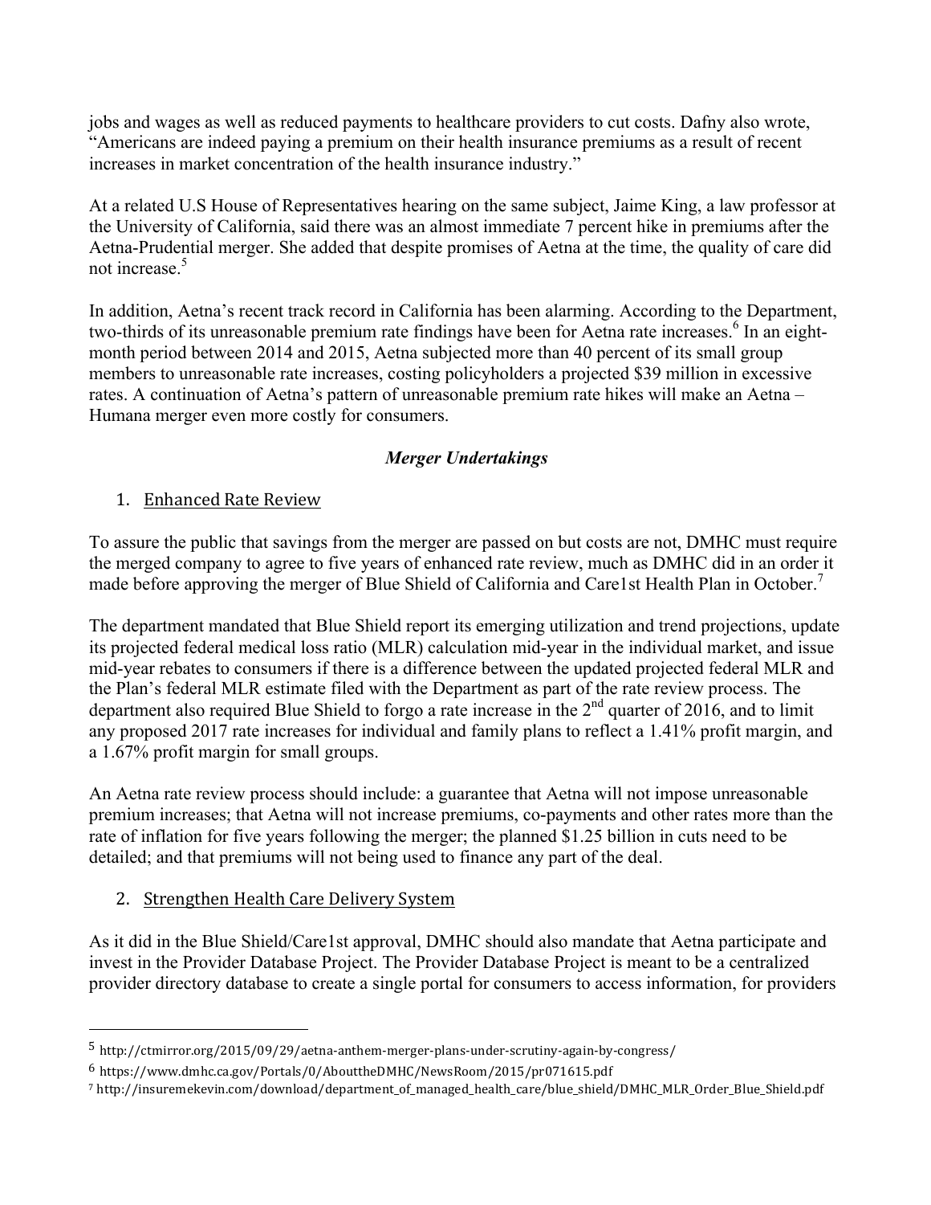jobs and wages as well as reduced payments to healthcare providers to cut costs. Dafny also wrote, "Americans are indeed paying a premium on their health insurance premiums as a result of recent increases in market concentration of the health insurance industry."

At a related U.S House of Representatives hearing on the same subject, Jaime King, a law professor at the University of California, said there was an almost immediate 7 percent hike in premiums after the Aetna-Prudential merger. She added that despite promises of Aetna at the time, the quality of care did not increase.[5]

In addition, Aetna's recent track record in California has been alarming. According to the Department, two-thirds of its unreasonable premium rate findings have been for Aetna rate increases.[6] In an eight-month period between 2014 and 2015, Aetna subjected more than 40 percent of its small group members to unreasonable rate increases, costing policyholders a projected $39 million in excessive rates. A continuation of Aetna's pattern of unreasonable premium rate hikes will make an Aetna – Humana merger even more costly for consumers.

### *Merger Undertakings*

1. Enhanced Rate Review

To assure the public that savings from the merger are passed on but costs are not, DMHC must require the merged company to agree to five years of enhanced rate review, much as DMHC did in an order it made before approving the merger of Blue Shield of California and Care1st Health Plan in October.[7]

The department mandated that Blue Shield report its emerging utilization and trend projections, update its projected federal medical loss ratio (MLR) calculation mid-year in the individual market, and issue mid-year rebates to consumers if there is a difference between the updated projected federal MLR and the Plan's federal MLR estimate filed with the Department as part of the rate review process. The department also required Blue Shield to forgo a rate increase in the 2nd quarter of 2016, and to limit any proposed 2017 rate increases for individual and family plans to reflect a 1.41% profit margin, and a 1.67% profit margin for small groups.

An Aetna rate review process should include: a guarantee that Aetna will not impose unreasonable premium increases; that Aetna will not increase premiums, co-payments and other rates more than the rate of inflation for five years following the merger; the planned $1.25 billion in cuts need to be detailed; and that premiums will not being used to finance any part of the deal.

2. Strengthen Health Care Delivery System

As it did in the Blue Shield/Care1st approval, DMHC should also mandate that Aetna participate and invest in the Provider Database Project. The Provider Database Project is meant to be a centralized provider directory database to create a single portal for consumers to access information, for providers

---

[5] http://ctmirror.org/2015/09/29/aetna-anthem-merger-plans-under-scrutiny-again-by-congress/

[6] https://www.dmhc.ca.gov/Portals/0/AbouttheDMHC/NewsRoom/2015/pr071615.pdf

[7] http://insuremekevin.com/download/department_of_managed_health_care/blue_shield/DMHC_MLR_Order_Blue_Shield.pdf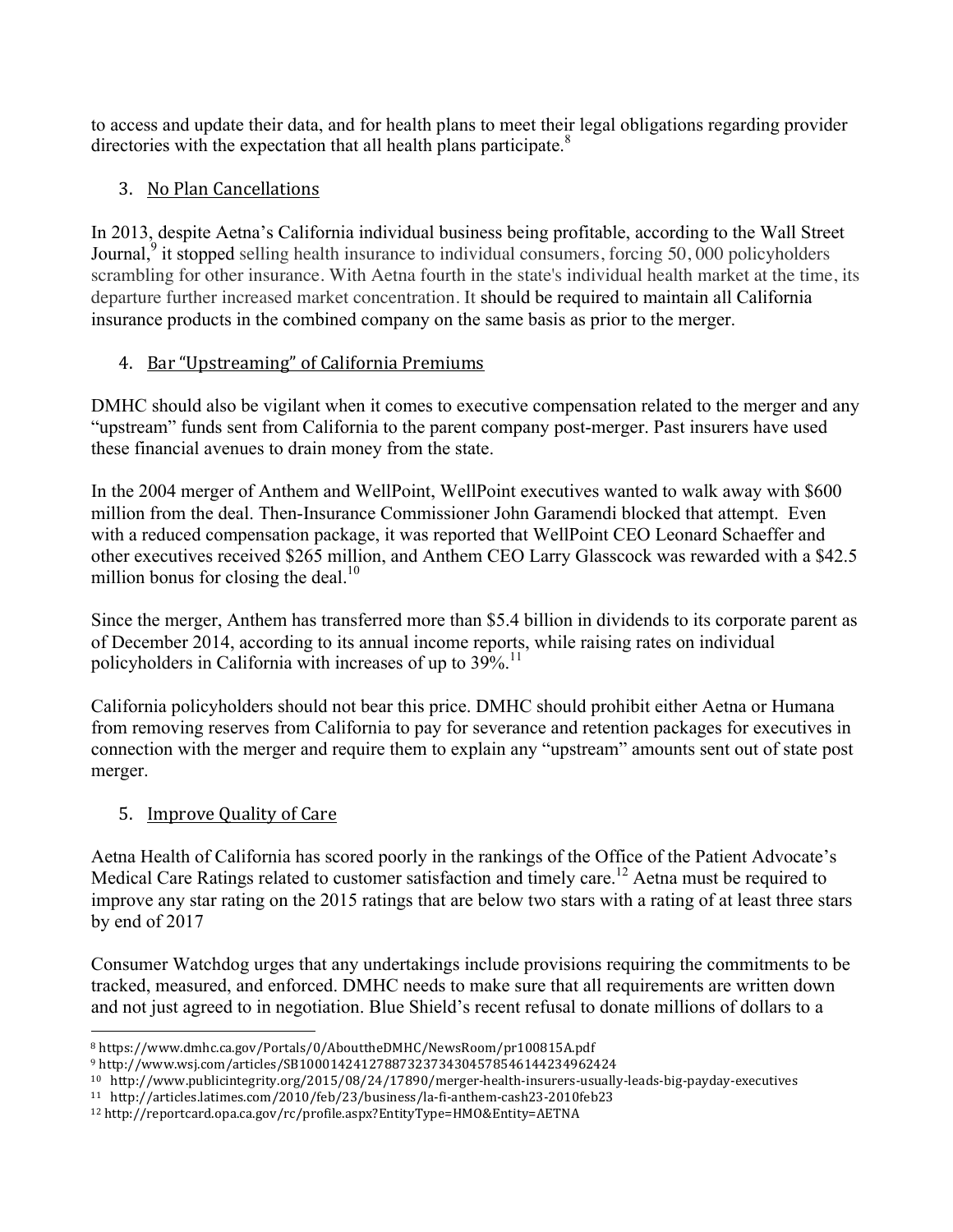to access and update their data, and for health plans to meet their legal obligations regarding provider directories with the expectation that all health plans participate.[8]

3. No Plan Cancellations

In 2013, despite Aetna's California individual business being profitable, according to the Wall Street Journal,[9] it stopped selling health insurance to individual consumers, forcing 50, 000 policyholders scrambling for other insurance. With Aetna fourth in the state's individual health market at the time, its departure further increased market concentration. It should be required to maintain all California insurance products in the combined company on the same basis as prior to the merger.

4. Bar "Upstreaming" of California Premiums

DMHC should also be vigilant when it comes to executive compensation related to the merger and any "upstream" funds sent from California to the parent company post-merger. Past insurers have used these financial avenues to drain money from the state.

In the 2004 merger of Anthem and WellPoint, WellPoint executives wanted to walk away with $600 million from the deal. Then-Insurance Commissioner John Garamendi blocked that attempt. Even with a reduced compensation package, it was reported that WellPoint CEO Leonard Schaeffer and other executives received $265 million, and Anthem CEO Larry Glasscock was rewarded with a $42.5 million bonus for closing the deal.[10]

Since the merger, Anthem has transferred more than $5.4 billion in dividends to its corporate parent as of December 2014, according to its annual income reports, while raising rates on individual policyholders in California with increases of up to 39%.[11]

California policyholders should not bear this price. DMHC should prohibit either Aetna or Humana from removing reserves from California to pay for severance and retention packages for executives in connection with the merger and require them to explain any "upstream" amounts sent out of state post merger.

5. Improve Quality of Care

Aetna Health of California has scored poorly in the rankings of the Office of the Patient Advocate's Medical Care Ratings related to customer satisfaction and timely care.[12] Aetna must be required to improve any star rating on the 2015 ratings that are below two stars with a rating of at least three stars by end of 2017

Consumer Watchdog urges that any undertakings include provisions requiring the commitments to be tracked, measured, and enforced. DMHC needs to make sure that all requirements are written down and not just agreed to in negotiation. Blue Shield's recent refusal to donate millions of dollars to a

---

[8] https://www.dmhc.ca.gov/Portals/0/AbouttheDMHC/NewsRoom/pr100815A.pdf
[9] http://www.wsj.com/articles/SB10001424127887323734304578546144234962424
[10] http://www.publicintegrity.org/2015/08/24/17890/merger-health-insurers-usually-leads-big-payday-executives
[11] http://articles.latimes.com/2010/feb/23/business/la-fi-anthem-cash23-2010feb23
[12] http://reportcard.opa.ca.gov/rc/profile.aspx?EntityType=HMO&Entity=AETNA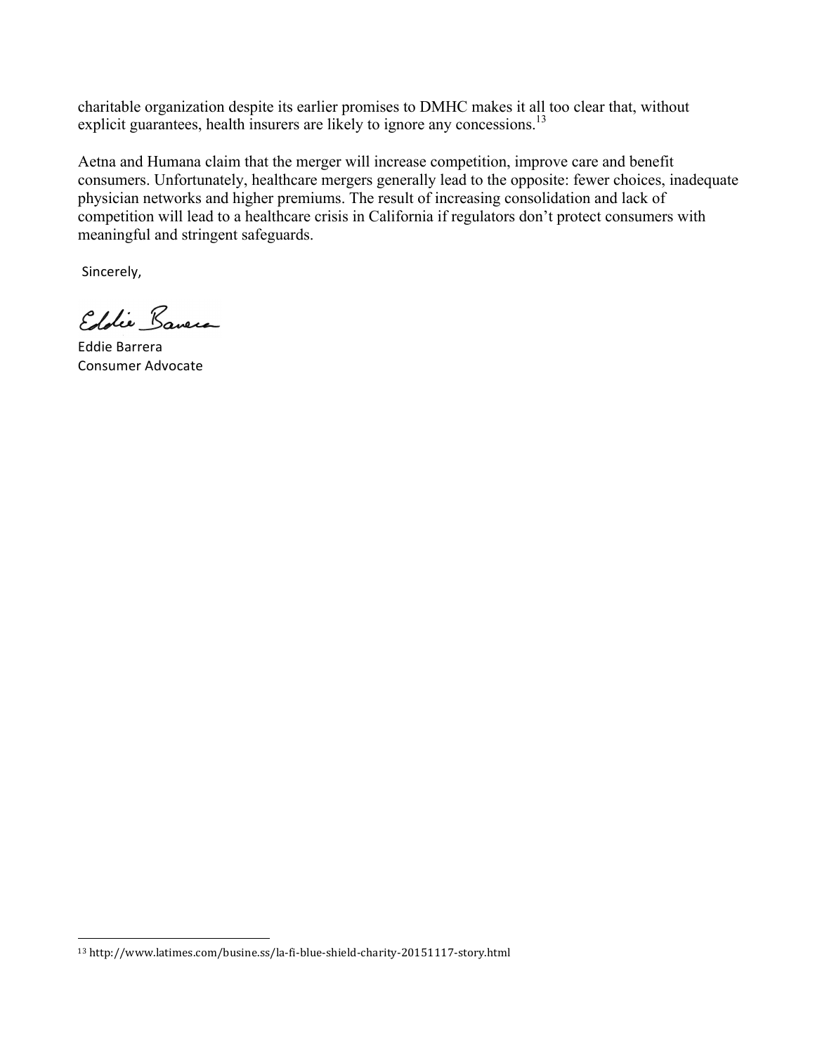charitable organization despite its earlier promises to DMHC makes it all too clear that, without explicit guarantees, health insurers are likely to ignore any concessions.[13]

Aetna and Humana claim that the merger will increase competition, improve care and benefit consumers. Unfortunately, healthcare mergers generally lead to the opposite: fewer choices, inadequate physician networks and higher premiums. The result of increasing consolidation and lack of competition will lead to a healthcare crisis in California if regulators don't protect consumers with meaningful and stringent safeguards.

Sincerely,

Eddie Barrera
Consumer Advocate

---

[13] http://www.latimes.com/busine.ss/la-fi-blue-shield-charity-20151117-story.html